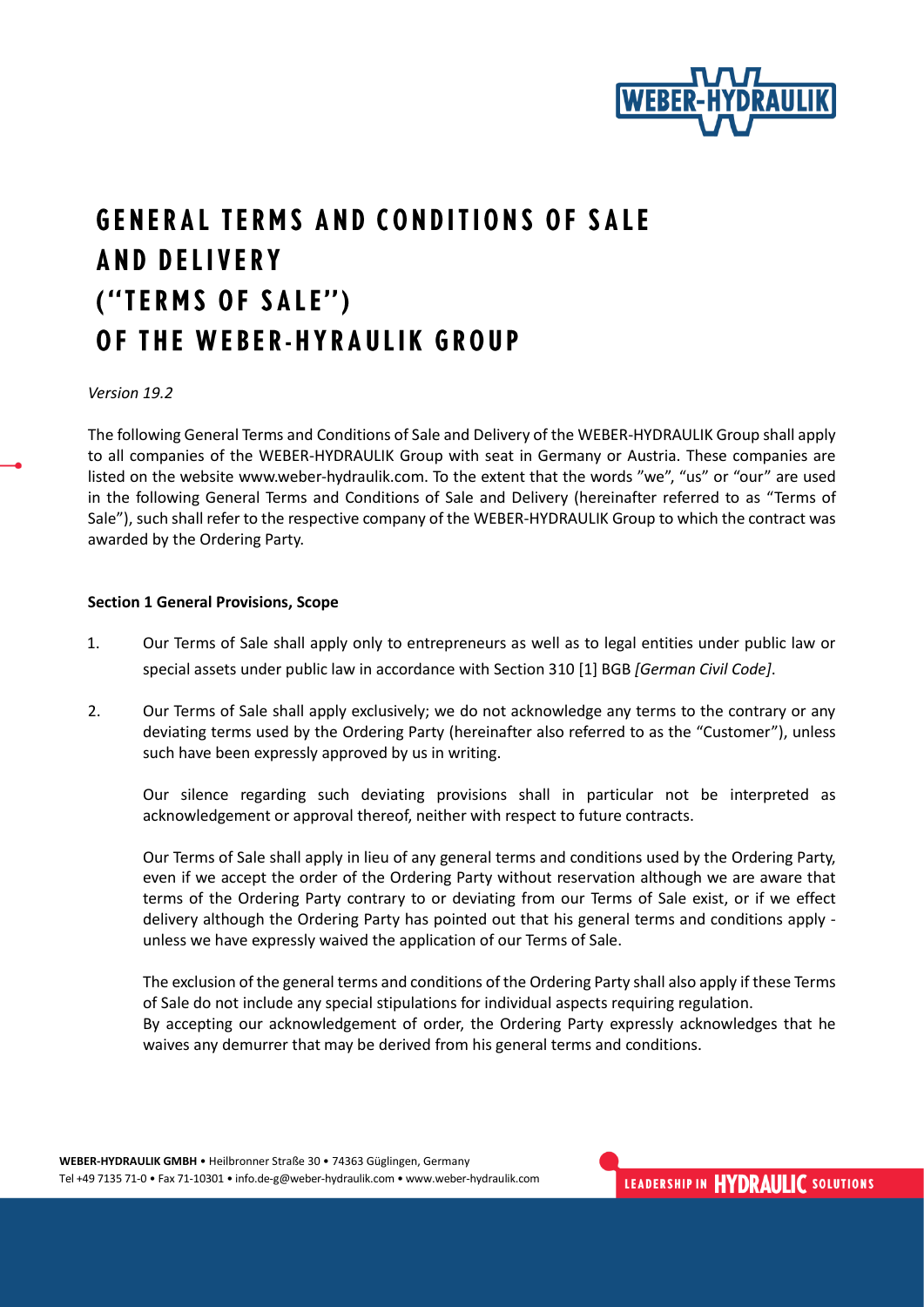# GENERAL TERMS AND CONDITIONS OF SALE AND DELIVERY ("TERMS OF SALE") OF THE WEBER-HYRAULIK GROUP

*Version 19.2*

The following General Terms and Conditions of Sale and Delivery of the WEBER-HYDRAULIK Group shall apply to all companies of the WEBER-HYDRAULIK Group with seat in Germany or Austria. These companies are listed on the website www.weber-hydraulik.com. To the extent that the words "we", "us" or "our" are used in the following General Terms and Conditions of Sale and Delivery (hereinafter referred to as "Terms of Sale"), such shall refer to the respective company of the WEBER-HYDRAULIK Group to which the contract was awarded by the Ordering Party.

**Section 1 General Provisions, Scope**

1. Our Terms of Sale shall apply only to entrepreneurs as well as to legal entities under public law or special assets under public law in accordance with Section 310 [1] BGB *[German Civil Code]*.

2. Our Terms of Sale shall apply exclusively; we do not acknowledge any terms to the contrary or any deviating terms used by the Ordering Party (hereinafter also referred to as the "Customer"), unless such have been expressly approved by us in writing.

   Our silence regarding such deviating provisions shall in particular not be interpreted as acknowledgement or approval thereof, neither with respect to future contracts.

   Our Terms of Sale shall apply in lieu of any general terms and conditions used by the Ordering Party, even if we accept the order of the Ordering Party without reservation although we are aware that terms of the Ordering Party contrary to or deviating from our Terms of Sale exist, or if we effect delivery although the Ordering Party has pointed out that his general terms and conditions apply - unless we have expressly waived the application of our Terms of Sale.

   The exclusion of the general terms and conditions of the Ordering Party shall also apply if these Terms of Sale do not include any special stipulations for individual aspects requiring regulation.
   By accepting our acknowledgement of order, the Ordering Party expressly acknowledges that he waives any demurrer that may be derived from his general terms and conditions.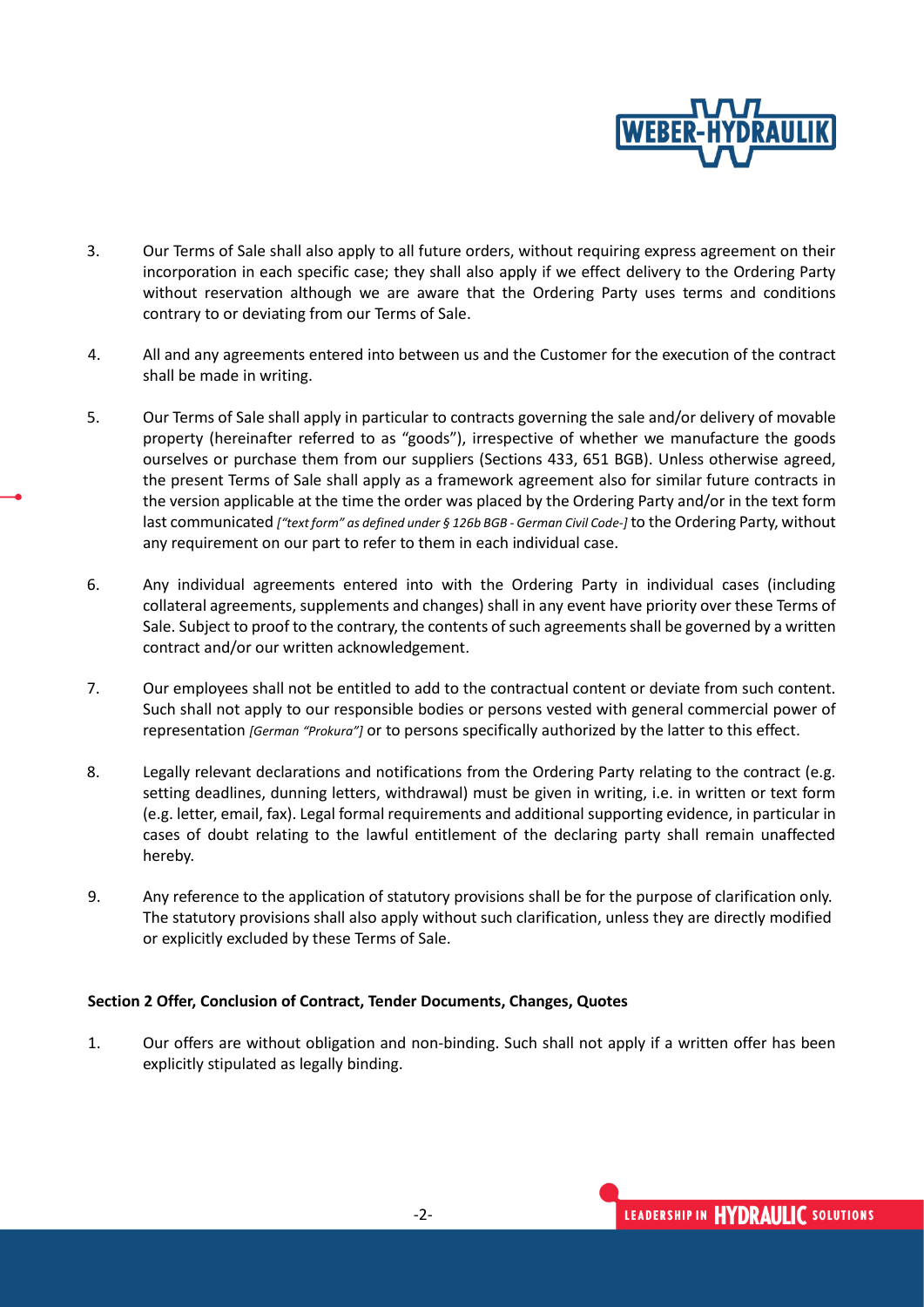3. Our Terms of Sale shall also apply to all future orders, without requiring express agreement on their incorporation in each specific case; they shall also apply if we effect delivery to the Ordering Party without reservation although we are aware that the Ordering Party uses terms and conditions contrary to or deviating from our Terms of Sale.

4. All and any agreements entered into between us and the Customer for the execution of the contract shall be made in writing.

5. Our Terms of Sale shall apply in particular to contracts governing the sale and/or delivery of movable property (hereinafter referred to as "goods"), irrespective of whether we manufacture the goods ourselves or purchase them from our suppliers (Sections 433, 651 BGB). Unless otherwise agreed, the present Terms of Sale shall apply as a framework agreement also for similar future contracts in the version applicable at the time the order was placed by the Ordering Party and/or in the text form last communicated *["text form" as defined under § 126b BGB - German Civil Code-]* to the Ordering Party, without any requirement on our part to refer to them in each individual case.

6. Any individual agreements entered into with the Ordering Party in individual cases (including collateral agreements, supplements and changes) shall in any event have priority over these Terms of Sale. Subject to proof to the contrary, the contents of such agreements shall be governed by a written contract and/or our written acknowledgement.

7. Our employees shall not be entitled to add to the contractual content or deviate from such content. Such shall not apply to our responsible bodies or persons vested with general commercial power of representation *[German "Prokura"]* or to persons specifically authorized by the latter to this effect.

8. Legally relevant declarations and notifications from the Ordering Party relating to the contract (e.g. setting deadlines, dunning letters, withdrawal) must be given in writing, i.e. in written or text form (e.g. letter, email, fax). Legal formal requirements and additional supporting evidence, in particular in cases of doubt relating to the lawful entitlement of the declaring party shall remain unaffected hereby.

9. Any reference to the application of statutory provisions shall be for the purpose of clarification only. The statutory provisions shall also apply without such clarification, unless they are directly modified or explicitly excluded by these Terms of Sale.

**Section 2 Offer, Conclusion of Contract, Tender Documents, Changes, Quotes**

1. Our offers are without obligation and non-binding. Such shall not apply if a written offer has been explicitly stipulated as legally binding.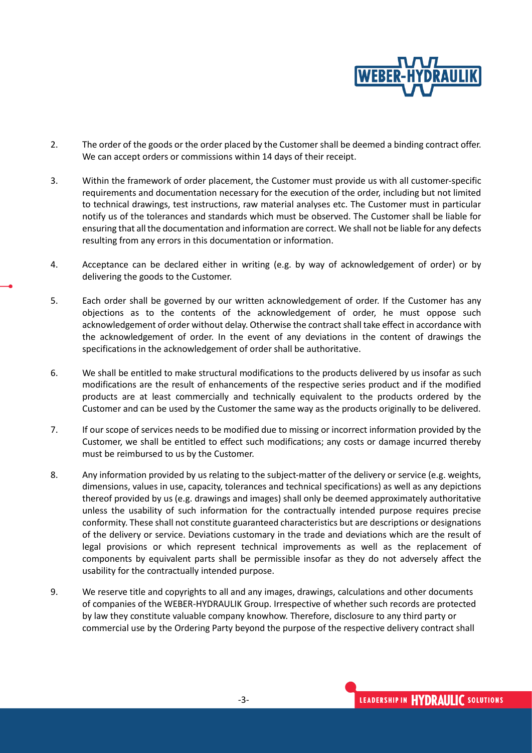2. The order of the goods or the order placed by the Customer shall be deemed a binding contract offer. We can accept orders or commissions within 14 days of their receipt.

3. Within the framework of order placement, the Customer must provide us with all customer-specific requirements and documentation necessary for the execution of the order, including but not limited to technical drawings, test instructions, raw material analyses etc. The Customer must in particular notify us of the tolerances and standards which must be observed. The Customer shall be liable for ensuring that all the documentation and information are correct. We shall not be liable for any defects resulting from any errors in this documentation or information.

4. Acceptance can be declared either in writing (e.g. by way of acknowledgement of order) or by delivering the goods to the Customer.

5. Each order shall be governed by our written acknowledgement of order. If the Customer has any objections as to the contents of the acknowledgement of order, he must oppose such acknowledgement of order without delay. Otherwise the contract shall take effect in accordance with the acknowledgement of order. In the event of any deviations in the content of drawings the specifications in the acknowledgement of order shall be authoritative.

6. We shall be entitled to make structural modifications to the products delivered by us insofar as such modifications are the result of enhancements of the respective series product and if the modified products are at least commercially and technically equivalent to the products ordered by the Customer and can be used by the Customer the same way as the products originally to be delivered.

7. If our scope of services needs to be modified due to missing or incorrect information provided by the Customer, we shall be entitled to effect such modifications; any costs or damage incurred thereby must be reimbursed to us by the Customer.

8. Any information provided by us relating to the subject-matter of the delivery or service (e.g. weights, dimensions, values in use, capacity, tolerances and technical specifications) as well as any depictions thereof provided by us (e.g. drawings and images) shall only be deemed approximately authoritative unless the usability of such information for the contractually intended purpose requires precise conformity. These shall not constitute guaranteed characteristics but are descriptions or designations of the delivery or service. Deviations customary in the trade and deviations which are the result of legal provisions or which represent technical improvements as well as the replacement of components by equivalent parts shall be permissible insofar as they do not adversely affect the usability for the contractually intended purpose.

9. We reserve title and copyrights to all and any images, drawings, calculations and other documents of companies of the WEBER-HYDRAULIK Group. Irrespective of whether such records are protected by law they constitute valuable company knowhow. Therefore, disclosure to any third party or commercial use by the Ordering Party beyond the purpose of the respective delivery contract shall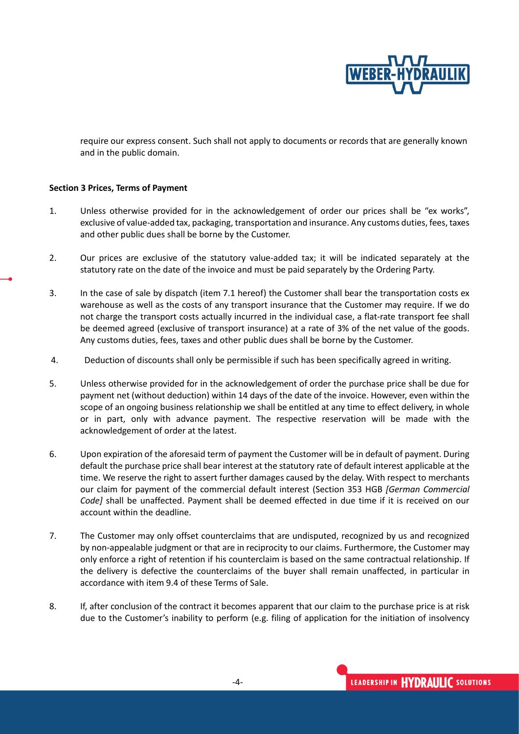require our express consent. Such shall not apply to documents or records that are generally known and in the public domain.

**Section 3 Prices, Terms of Payment**

1. Unless otherwise provided for in the acknowledgement of order our prices shall be "ex works", exclusive of value-added tax, packaging, transportation and insurance. Any customs duties, fees, taxes and other public dues shall be borne by the Customer.

2. Our prices are exclusive of the statutory value-added tax; it will be indicated separately at the statutory rate on the date of the invoice and must be paid separately by the Ordering Party.

3. In the case of sale by dispatch (item 7.1 hereof) the Customer shall bear the transportation costs ex warehouse as well as the costs of any transport insurance that the Customer may require. If we do not charge the transport costs actually incurred in the individual case, a flat-rate transport fee shall be deemed agreed (exclusive of transport insurance) at a rate of 3% of the net value of the goods. Any customs duties, fees, taxes and other public dues shall be borne by the Customer.

4. Deduction of discounts shall only be permissible if such has been specifically agreed in writing.

5. Unless otherwise provided for in the acknowledgement of order the purchase price shall be due for payment net (without deduction) within 14 days of the date of the invoice. However, even within the scope of an ongoing business relationship we shall be entitled at any time to effect delivery, in whole or in part, only with advance payment. The respective reservation will be made with the acknowledgement of order at the latest.

6. Upon expiration of the aforesaid term of payment the Customer will be in default of payment. During default the purchase price shall bear interest at the statutory rate of default interest applicable at the time. We reserve the right to assert further damages caused by the delay. With respect to merchants our claim for payment of the commercial default interest (Section 353 HGB *[German Commercial Code]* shall be unaffected. Payment shall be deemed effected in due time if it is received on our account within the deadline.

7. The Customer may only offset counterclaims that are undisputed, recognized by us and recognized by non-appealable judgment or that are in reciprocity to our claims. Furthermore, the Customer may only enforce a right of retention if his counterclaim is based on the same contractual relationship. If the delivery is defective the counterclaims of the buyer shall remain unaffected, in particular in accordance with item 9.4 of these Terms of Sale.

8. If, after conclusion of the contract it becomes apparent that our claim to the purchase price is at risk due to the Customer's inability to perform (e.g. filing of application for the initiation of insolvency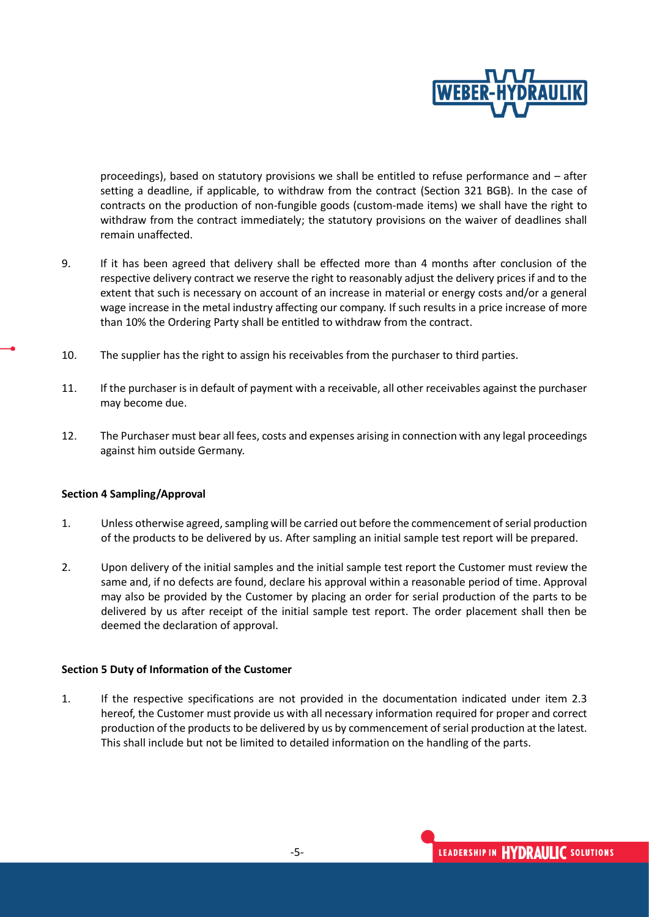proceedings), based on statutory provisions we shall be entitled to refuse performance and – after setting a deadline, if applicable, to withdraw from the contract (Section 321 BGB). In the case of contracts on the production of non-fungible goods (custom-made items) we shall have the right to withdraw from the contract immediately; the statutory provisions on the waiver of deadlines shall remain unaffected.

9. If it has been agreed that delivery shall be effected more than 4 months after conclusion of the respective delivery contract we reserve the right to reasonably adjust the delivery prices if and to the extent that such is necessary on account of an increase in material or energy costs and/or a general wage increase in the metal industry affecting our company. If such results in a price increase of more than 10% the Ordering Party shall be entitled to withdraw from the contract.

10. The supplier has the right to assign his receivables from the purchaser to third parties.

11. If the purchaser is in default of payment with a receivable, all other receivables against the purchaser may become due.

12. The Purchaser must bear all fees, costs and expenses arising in connection with any legal proceedings against him outside Germany.

**Section 4 Sampling/Approval**

1. Unless otherwise agreed, sampling will be carried out before the commencement of serial production of the products to be delivered by us. After sampling an initial sample test report will be prepared.

2. Upon delivery of the initial samples and the initial sample test report the Customer must review the same and, if no defects are found, declare his approval within a reasonable period of time. Approval may also be provided by the Customer by placing an order for serial production of the parts to be delivered by us after receipt of the initial sample test report. The order placement shall then be deemed the declaration of approval.

**Section 5 Duty of Information of the Customer**

1. If the respective specifications are not provided in the documentation indicated under item 2.3 hereof, the Customer must provide us with all necessary information required for proper and correct production of the products to be delivered by us by commencement of serial production at the latest. This shall include but not be limited to detailed information on the handling of the parts.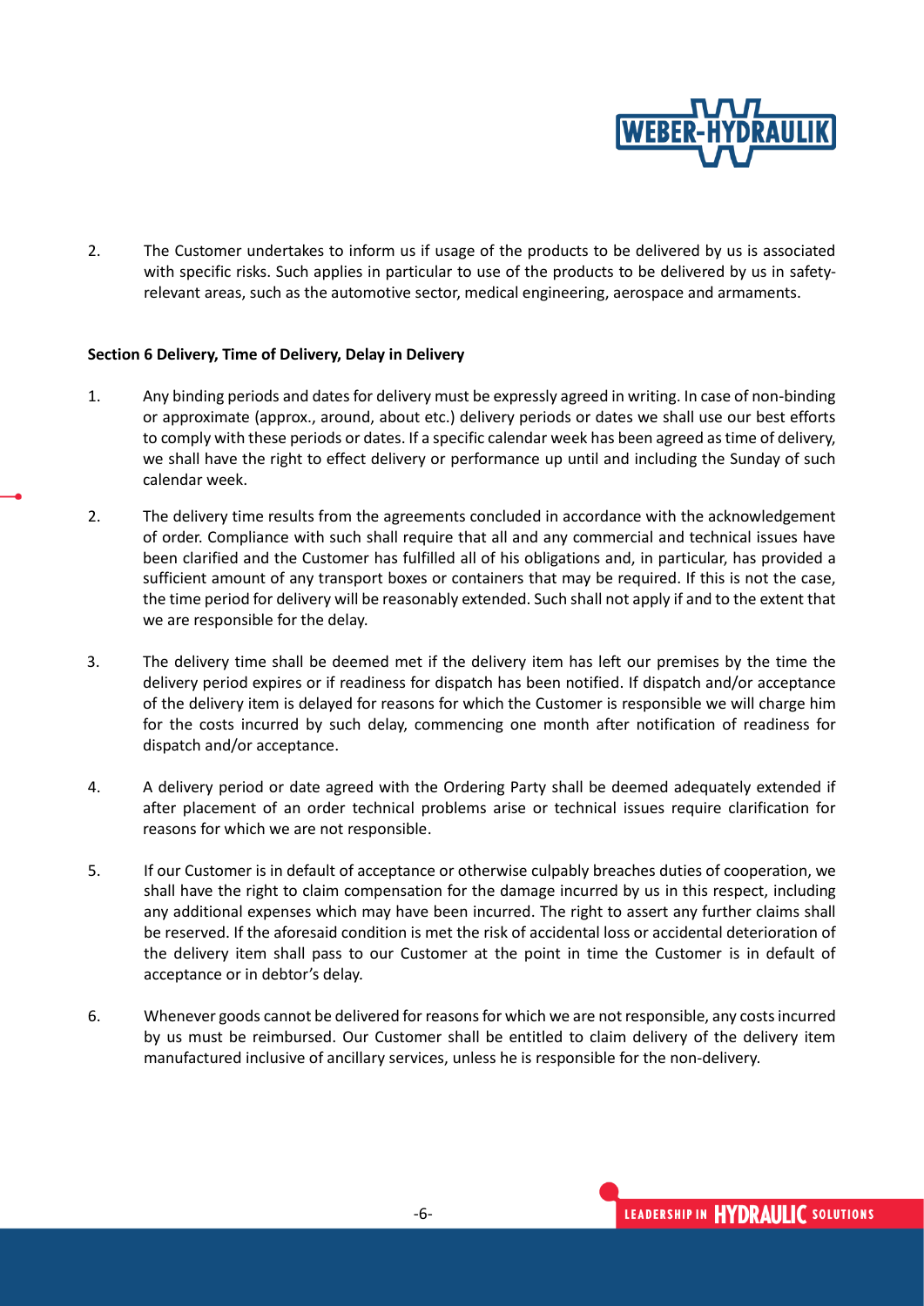2. The Customer undertakes to inform us if usage of the products to be delivered by us is associated with specific risks. Such applies in particular to use of the products to be delivered by us in safety-relevant areas, such as the automotive sector, medical engineering, aerospace and armaments.

**Section 6 Delivery, Time of Delivery, Delay in Delivery**

1. Any binding periods and dates for delivery must be expressly agreed in writing. In case of non-binding or approximate (approx., around, about etc.) delivery periods or dates we shall use our best efforts to comply with these periods or dates. If a specific calendar week has been agreed as time of delivery, we shall have the right to effect delivery or performance up until and including the Sunday of such calendar week.

2. The delivery time results from the agreements concluded in accordance with the acknowledgement of order. Compliance with such shall require that all and any commercial and technical issues have been clarified and the Customer has fulfilled all of his obligations and, in particular, has provided a sufficient amount of any transport boxes or containers that may be required. If this is not the case, the time period for delivery will be reasonably extended. Such shall not apply if and to the extent that we are responsible for the delay.

3. The delivery time shall be deemed met if the delivery item has left our premises by the time the delivery period expires or if readiness for dispatch has been notified. If dispatch and/or acceptance of the delivery item is delayed for reasons for which the Customer is responsible we will charge him for the costs incurred by such delay, commencing one month after notification of readiness for dispatch and/or acceptance.

4. A delivery period or date agreed with the Ordering Party shall be deemed adequately extended if after placement of an order technical problems arise or technical issues require clarification for reasons for which we are not responsible.

5. If our Customer is in default of acceptance or otherwise culpably breaches duties of cooperation, we shall have the right to claim compensation for the damage incurred by us in this respect, including any additional expenses which may have been incurred. The right to assert any further claims shall be reserved. If the aforesaid condition is met the risk of accidental loss or accidental deterioration of the delivery item shall pass to our Customer at the point in time the Customer is in default of acceptance or in debtor's delay.

6. Whenever goods cannot be delivered for reasons for which we are not responsible, any costs incurred by us must be reimbursed. Our Customer shall be entitled to claim delivery of the delivery item manufactured inclusive of ancillary services, unless he is responsible for the non-delivery.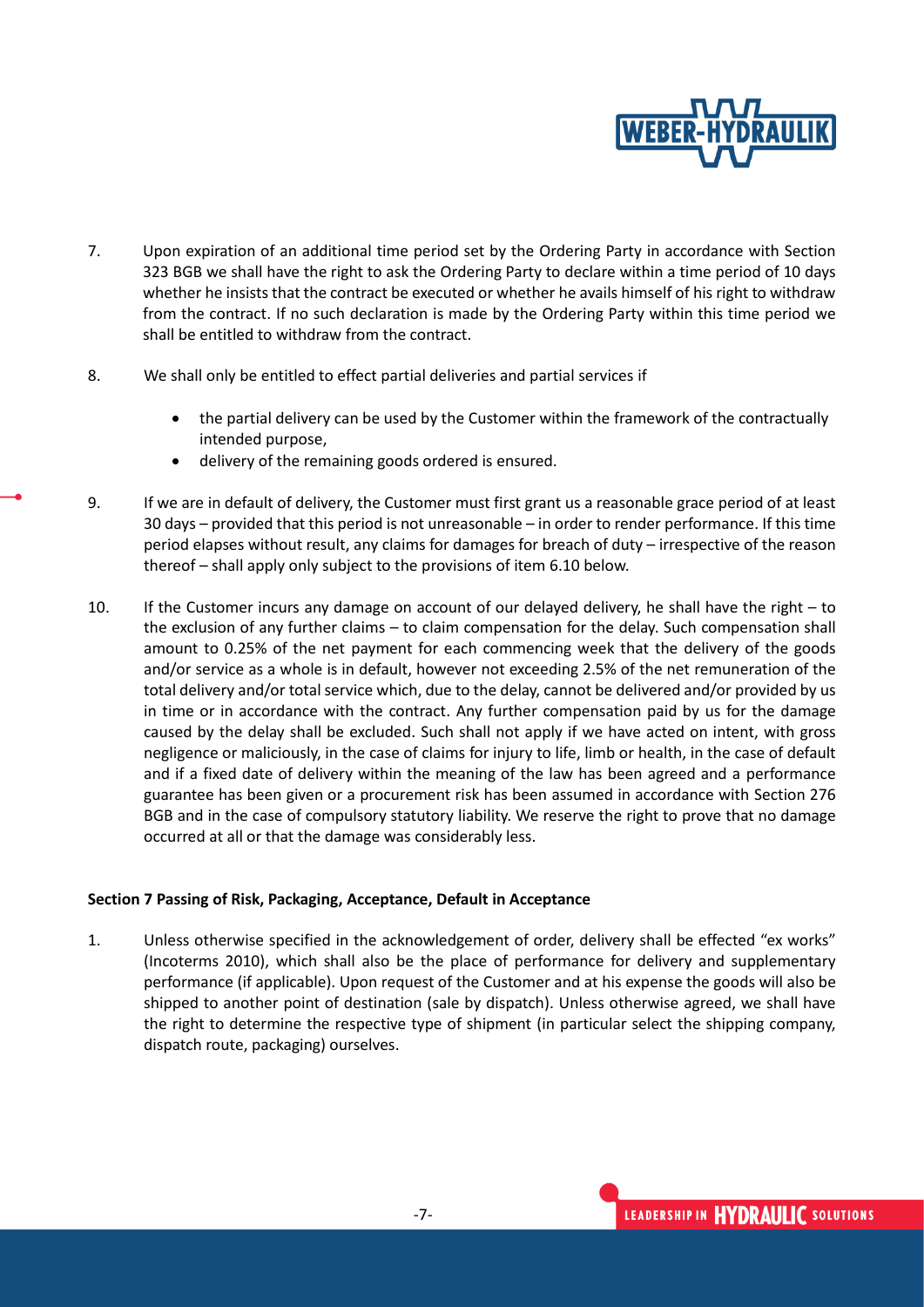7. Upon expiration of an additional time period set by the Ordering Party in accordance with Section 323 BGB we shall have the right to ask the Ordering Party to declare within a time period of 10 days whether he insists that the contract be executed or whether he avails himself of his right to withdraw from the contract. If no such declaration is made by the Ordering Party within this time period we shall be entitled to withdraw from the contract.

8. We shall only be entitled to effect partial deliveries and partial services if

   - the partial delivery can be used by the Customer within the framework of the contractually intended purpose,
   - delivery of the remaining goods ordered is ensured.

9. If we are in default of delivery, the Customer must first grant us a reasonable grace period of at least 30 days – provided that this period is not unreasonable – in order to render performance. If this time period elapses without result, any claims for damages for breach of duty – irrespective of the reason thereof – shall apply only subject to the provisions of item 6.10 below.

10. If the Customer incurs any damage on account of our delayed delivery, he shall have the right – to the exclusion of any further claims – to claim compensation for the delay. Such compensation shall amount to 0.25% of the net payment for each commencing week that the delivery of the goods and/or service as a whole is in default, however not exceeding 2.5% of the net remuneration of the total delivery and/or total service which, due to the delay, cannot be delivered and/or provided by us in time or in accordance with the contract. Any further compensation paid by us for the damage caused by the delay shall be excluded. Such shall not apply if we have acted on intent, with gross negligence or maliciously, in the case of claims for injury to life, limb or health, in the case of default and if a fixed date of delivery within the meaning of the law has been agreed and a performance guarantee has been given or a procurement risk has been assumed in accordance with Section 276 BGB and in the case of compulsory statutory liability. We reserve the right to prove that no damage occurred at all or that the damage was considerably less.

**Section 7 Passing of Risk, Packaging, Acceptance, Default in Acceptance**

1. Unless otherwise specified in the acknowledgement of order, delivery shall be effected "ex works" (Incoterms 2010), which shall also be the place of performance for delivery and supplementary performance (if applicable). Upon request of the Customer and at his expense the goods will also be shipped to another point of destination (sale by dispatch). Unless otherwise agreed, we shall have the right to determine the respective type of shipment (in particular select the shipping company, dispatch route, packaging) ourselves.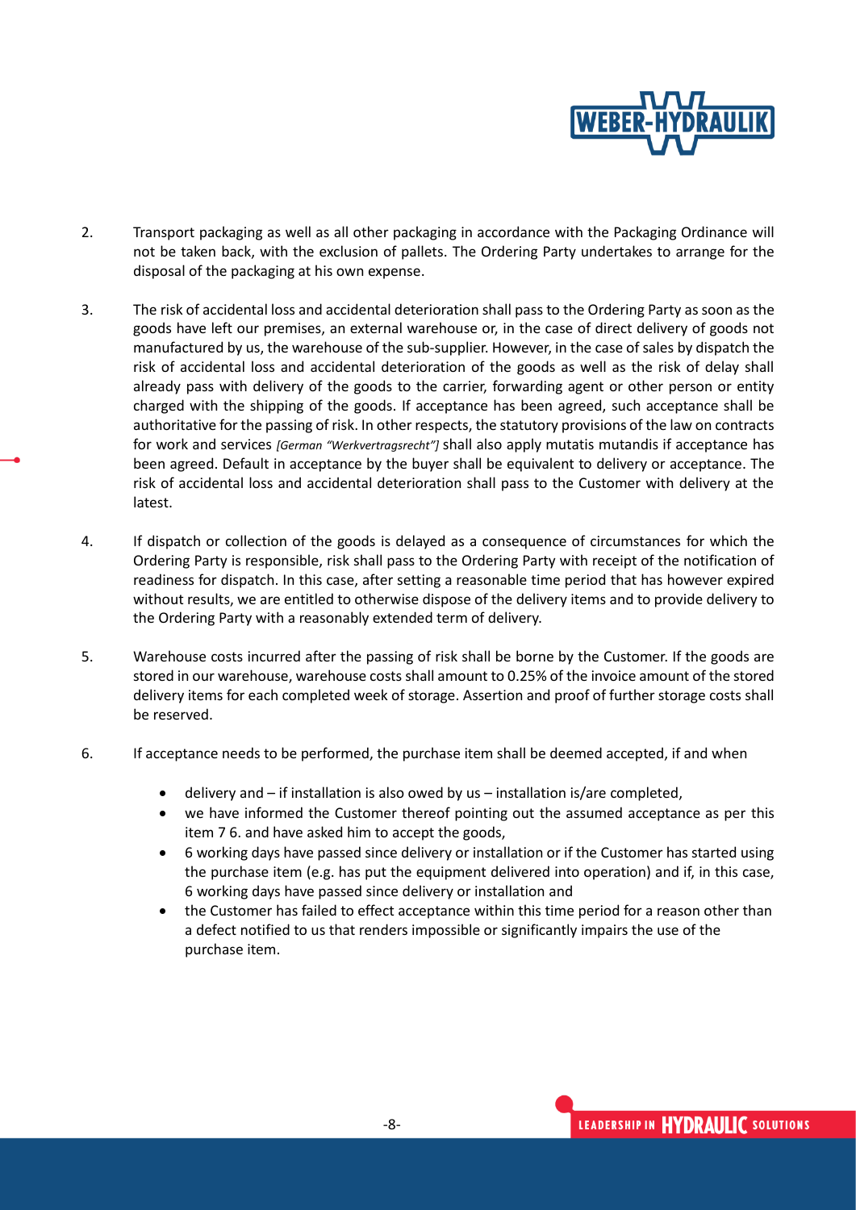2. Transport packaging as well as all other packaging in accordance with the Packaging Ordinance will not be taken back, with the exclusion of pallets. The Ordering Party undertakes to arrange for the disposal of the packaging at his own expense.

3. The risk of accidental loss and accidental deterioration shall pass to the Ordering Party as soon as the goods have left our premises, an external warehouse or, in the case of direct delivery of goods not manufactured by us, the warehouse of the sub-supplier. However, in the case of sales by dispatch the risk of accidental loss and accidental deterioration of the goods as well as the risk of delay shall already pass with delivery of the goods to the carrier, forwarding agent or other person or entity charged with the shipping of the goods. If acceptance has been agreed, such acceptance shall be authoritative for the passing of risk. In other respects, the statutory provisions of the law on contracts for work and services *[German "Werkvertragsrecht"]* shall also apply mutatis mutandis if acceptance has been agreed. Default in acceptance by the buyer shall be equivalent to delivery or acceptance. The risk of accidental loss and accidental deterioration shall pass to the Customer with delivery at the latest.

4. If dispatch or collection of the goods is delayed as a consequence of circumstances for which the Ordering Party is responsible, risk shall pass to the Ordering Party with receipt of the notification of readiness for dispatch. In this case, after setting a reasonable time period that has however expired without results, we are entitled to otherwise dispose of the delivery items and to provide delivery to the Ordering Party with a reasonably extended term of delivery.

5. Warehouse costs incurred after the passing of risk shall be borne by the Customer. If the goods are stored in our warehouse, warehouse costs shall amount to 0.25% of the invoice amount of the stored delivery items for each completed week of storage. Assertion and proof of further storage costs shall be reserved.

6. If acceptance needs to be performed, the purchase item shall be deemed accepted, if and when

   - delivery and – if installation is also owed by us – installation is/are completed,
   - we have informed the Customer thereof pointing out the assumed acceptance as per this item 7 6. and have asked him to accept the goods,
   - 6 working days have passed since delivery or installation or if the Customer has started using the purchase item (e.g. has put the equipment delivered into operation) and if, in this case, 6 working days have passed since delivery or installation and
   - the Customer has failed to effect acceptance within this time period for a reason other than a defect notified to us that renders impossible or significantly impairs the use of the purchase item.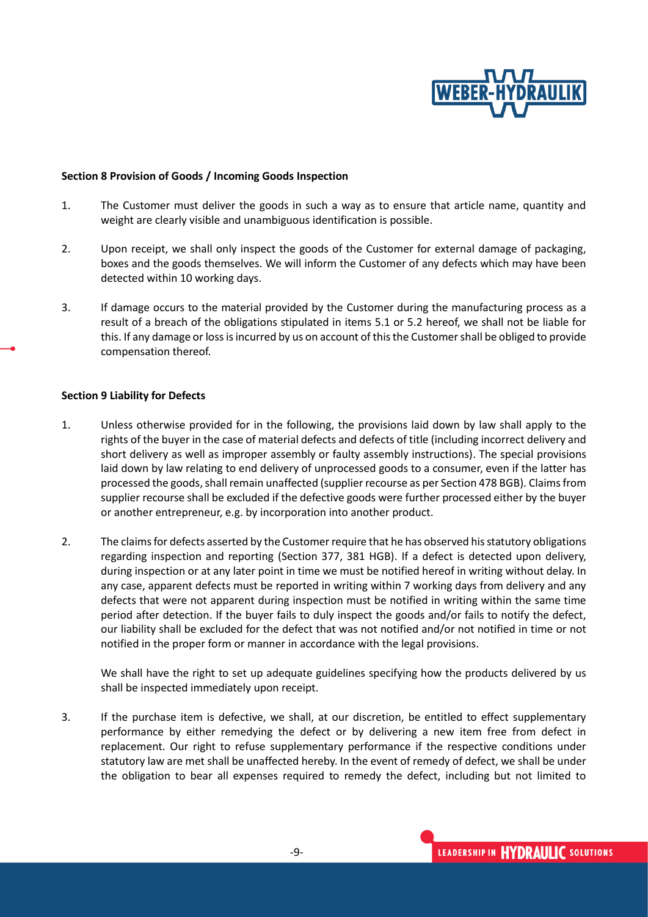## Section 8 Provision of Goods / Incoming Goods Inspection

1. The Customer must deliver the goods in such a way as to ensure that article name, quantity and weight are clearly visible and unambiguous identification is possible.

2. Upon receipt, we shall only inspect the goods of the Customer for external damage of packaging, boxes and the goods themselves. We will inform the Customer of any defects which may have been detected within 10 working days.

3. If damage occurs to the material provided by the Customer during the manufacturing process as a result of a breach of the obligations stipulated in items 5.1 or 5.2 hereof, we shall not be liable for this. If any damage or loss is incurred by us on account of this the Customer shall be obliged to provide compensation thereof.

## Section 9 Liability for Defects

1. Unless otherwise provided for in the following, the provisions laid down by law shall apply to the rights of the buyer in the case of material defects and defects of title (including incorrect delivery and short delivery as well as improper assembly or faulty assembly instructions). The special provisions laid down by law relating to end delivery of unprocessed goods to a consumer, even if the latter has processed the goods, shall remain unaffected (supplier recourse as per Section 478 BGB). Claims from supplier recourse shall be excluded if the defective goods were further processed either by the buyer or another entrepreneur, e.g. by incorporation into another product.

2. The claims for defects asserted by the Customer require that he has observed his statutory obligations regarding inspection and reporting (Section 377, 381 HGB). If a defect is detected upon delivery, during inspection or at any later point in time we must be notified hereof in writing without delay. In any case, apparent defects must be reported in writing within 7 working days from delivery and any defects that were not apparent during inspection must be notified in writing within the same time period after detection. If the buyer fails to duly inspect the goods and/or fails to notify the defect, our liability shall be excluded for the defect that was not notified and/or not notified in time or not notified in the proper form or manner in accordance with the legal provisions.

   We shall have the right to set up adequate guidelines specifying how the products delivered by us shall be inspected immediately upon receipt.

3. If the purchase item is defective, we shall, at our discretion, be entitled to effect supplementary performance by either remedying the defect or by delivering a new item free from defect in replacement. Our right to refuse supplementary performance if the respective conditions under statutory law are met shall be unaffected hereby. In the event of remedy of defect, we shall be under the obligation to bear all expenses required to remedy the defect, including but not limited to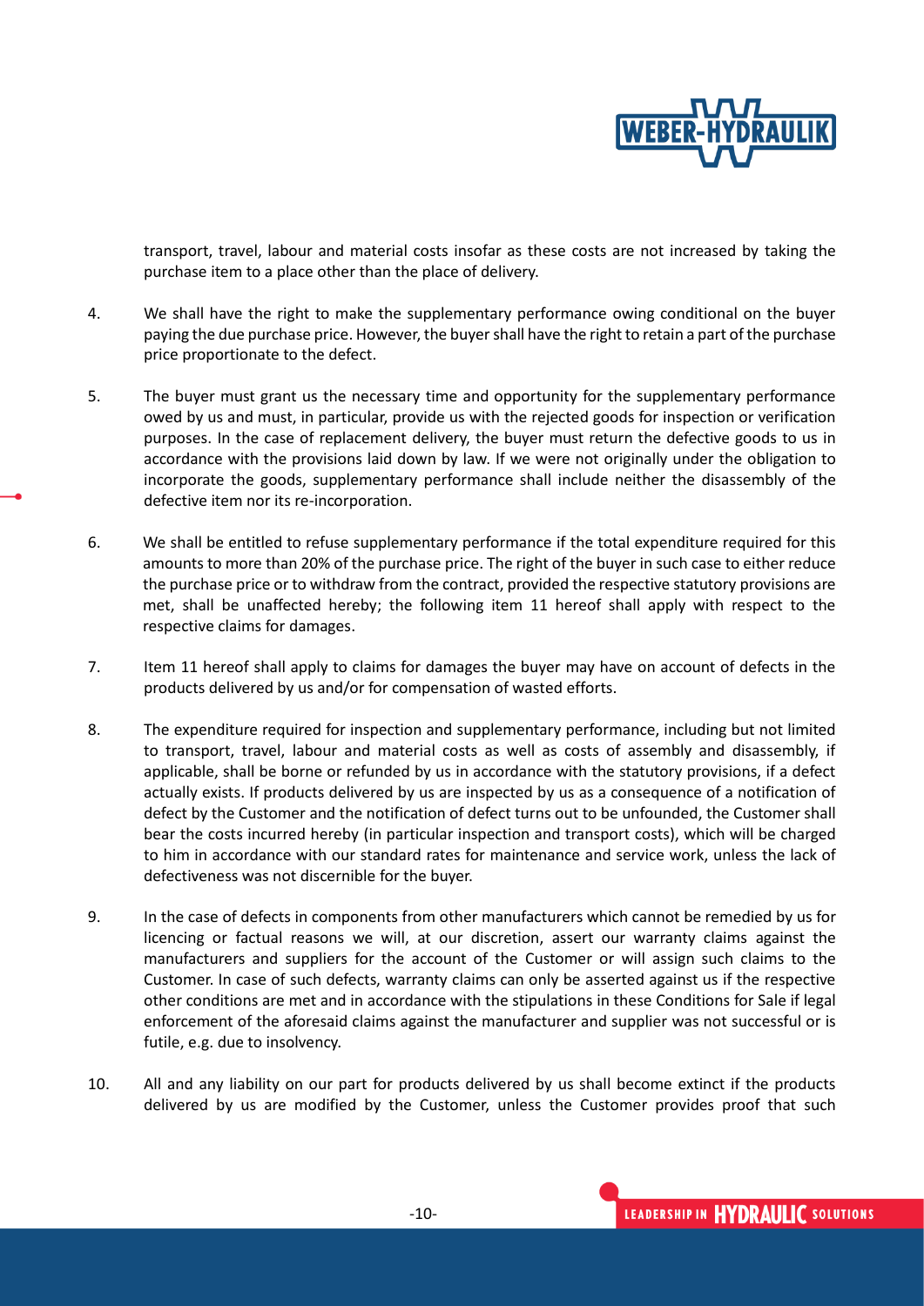transport, travel, labour and material costs insofar as these costs are not increased by taking the purchase item to a place other than the place of delivery.

4. We shall have the right to make the supplementary performance owing conditional on the buyer paying the due purchase price. However, the buyer shall have the right to retain a part of the purchase price proportionate to the defect.

5. The buyer must grant us the necessary time and opportunity for the supplementary performance owed by us and must, in particular, provide us with the rejected goods for inspection or verification purposes. In the case of replacement delivery, the buyer must return the defective goods to us in accordance with the provisions laid down by law. If we were not originally under the obligation to incorporate the goods, supplementary performance shall include neither the disassembly of the defective item nor its re-incorporation.

6. We shall be entitled to refuse supplementary performance if the total expenditure required for this amounts to more than 20% of the purchase price. The right of the buyer in such case to either reduce the purchase price or to withdraw from the contract, provided the respective statutory provisions are met, shall be unaffected hereby; the following item 11 hereof shall apply with respect to the respective claims for damages.

7. Item 11 hereof shall apply to claims for damages the buyer may have on account of defects in the products delivered by us and/or for compensation of wasted efforts.

8. The expenditure required for inspection and supplementary performance, including but not limited to transport, travel, labour and material costs as well as costs of assembly and disassembly, if applicable, shall be borne or refunded by us in accordance with the statutory provisions, if a defect actually exists. If products delivered by us are inspected by us as a consequence of a notification of defect by the Customer and the notification of defect turns out to be unfounded, the Customer shall bear the costs incurred hereby (in particular inspection and transport costs), which will be charged to him in accordance with our standard rates for maintenance and service work, unless the lack of defectiveness was not discernible for the buyer.

9. In the case of defects in components from other manufacturers which cannot be remedied by us for licencing or factual reasons we will, at our discretion, assert our warranty claims against the manufacturers and suppliers for the account of the Customer or will assign such claims to the Customer. In case of such defects, warranty claims can only be asserted against us if the respective other conditions are met and in accordance with the stipulations in these Conditions for Sale if legal enforcement of the aforesaid claims against the manufacturer and supplier was not successful or is futile, e.g. due to insolvency.

10. All and any liability on our part for products delivered by us shall become extinct if the products delivered by us are modified by the Customer, unless the Customer provides proof that such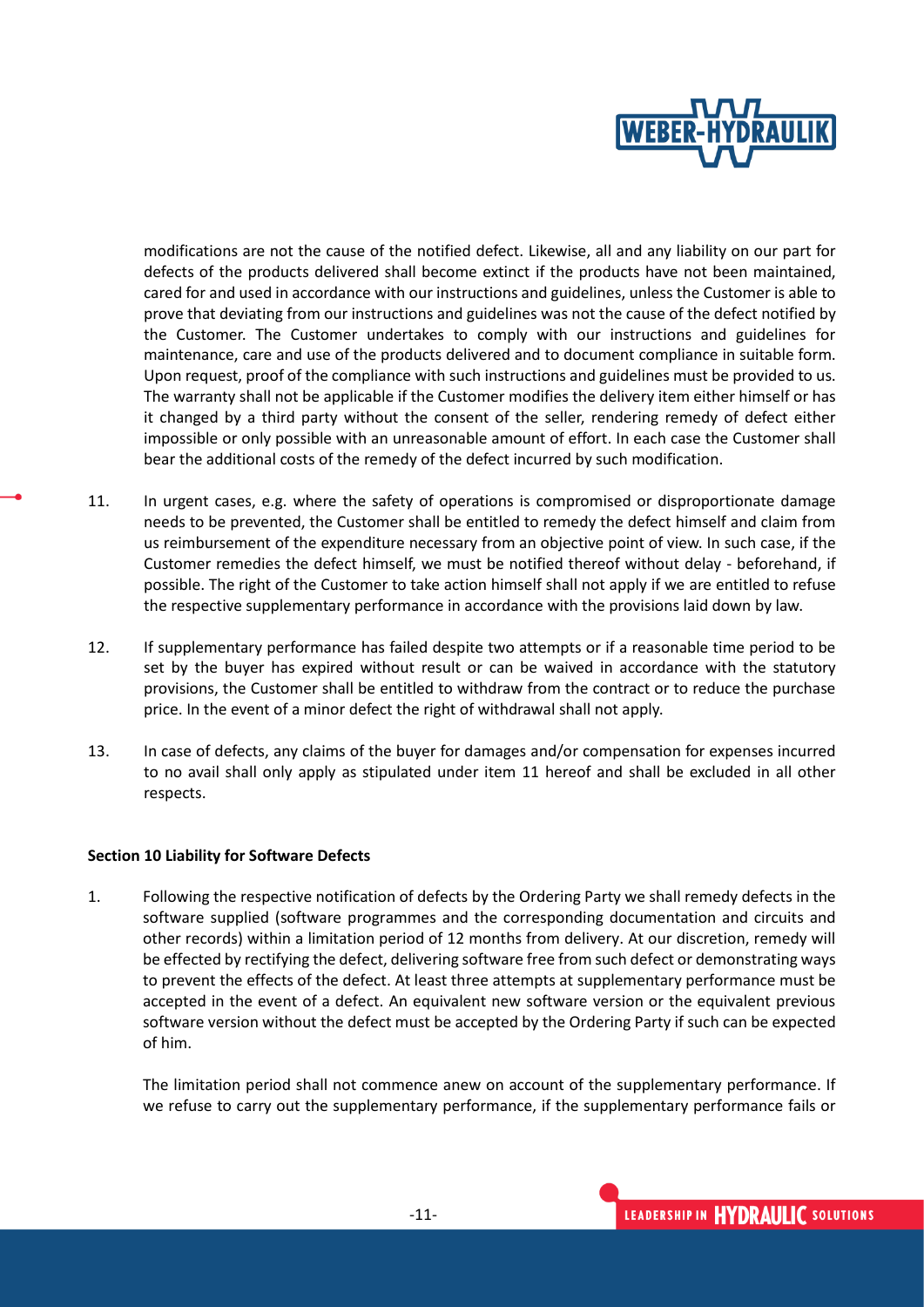modifications are not the cause of the notified defect. Likewise, all and any liability on our part for defects of the products delivered shall become extinct if the products have not been maintained, cared for and used in accordance with our instructions and guidelines, unless the Customer is able to prove that deviating from our instructions and guidelines was not the cause of the defect notified by the Customer. The Customer undertakes to comply with our instructions and guidelines for maintenance, care and use of the products delivered and to document compliance in suitable form. Upon request, proof of the compliance with such instructions and guidelines must be provided to us. The warranty shall not be applicable if the Customer modifies the delivery item either himself or has it changed by a third party without the consent of the seller, rendering remedy of defect either impossible or only possible with an unreasonable amount of effort. In each case the Customer shall bear the additional costs of the remedy of the defect incurred by such modification.

11. In urgent cases, e.g. where the safety of operations is compromised or disproportionate damage needs to be prevented, the Customer shall be entitled to remedy the defect himself and claim from us reimbursement of the expenditure necessary from an objective point of view. In such case, if the Customer remedies the defect himself, we must be notified thereof without delay - beforehand, if possible. The right of the Customer to take action himself shall not apply if we are entitled to refuse the respective supplementary performance in accordance with the provisions laid down by law.

12. If supplementary performance has failed despite two attempts or if a reasonable time period to be set by the buyer has expired without result or can be waived in accordance with the statutory provisions, the Customer shall be entitled to withdraw from the contract or to reduce the purchase price. In the event of a minor defect the right of withdrawal shall not apply.

13. In case of defects, any claims of the buyer for damages and/or compensation for expenses incurred to no avail shall only apply as stipulated under item 11 hereof and shall be excluded in all other respects.

**Section 10 Liability for Software Defects**

1. Following the respective notification of defects by the Ordering Party we shall remedy defects in the software supplied (software programmes and the corresponding documentation and circuits and other records) within a limitation period of 12 months from delivery. At our discretion, remedy will be effected by rectifying the defect, delivering software free from such defect or demonstrating ways to prevent the effects of the defect. At least three attempts at supplementary performance must be accepted in the event of a defect. An equivalent new software version or the equivalent previous software version without the defect must be accepted by the Ordering Party if such can be expected of him.

   The limitation period shall not commence anew on account of the supplementary performance. If we refuse to carry out the supplementary performance, if the supplementary performance fails or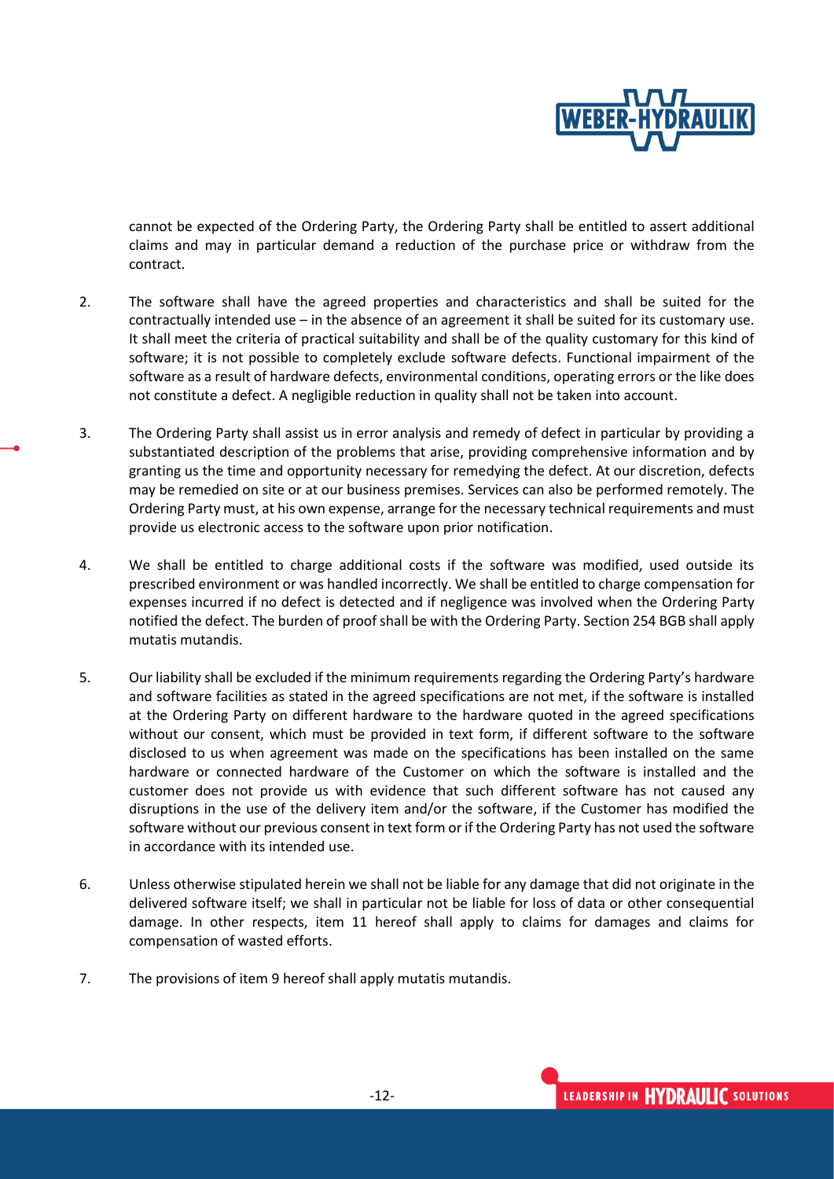cannot be expected of the Ordering Party, the Ordering Party shall be entitled to assert additional claims and may in particular demand a reduction of the purchase price or withdraw from the contract.

2. The software shall have the agreed properties and characteristics and shall be suited for the contractually intended use – in the absence of an agreement it shall be suited for its customary use. It shall meet the criteria of practical suitability and shall be of the quality customary for this kind of software; it is not possible to completely exclude software defects. Functional impairment of the software as a result of hardware defects, environmental conditions, operating errors or the like does not constitute a defect. A negligible reduction in quality shall not be taken into account.

3. The Ordering Party shall assist us in error analysis and remedy of defect in particular by providing a substantiated description of the problems that arise, providing comprehensive information and by granting us the time and opportunity necessary for remedying the defect. At our discretion, defects may be remedied on site or at our business premises. Services can also be performed remotely. The Ordering Party must, at his own expense, arrange for the necessary technical requirements and must provide us electronic access to the software upon prior notification.

4. We shall be entitled to charge additional costs if the software was modified, used outside its prescribed environment or was handled incorrectly. We shall be entitled to charge compensation for expenses incurred if no defect is detected and if negligence was involved when the Ordering Party notified the defect. The burden of proof shall be with the Ordering Party. Section 254 BGB shall apply mutatis mutandis.

5. Our liability shall be excluded if the minimum requirements regarding the Ordering Party's hardware and software facilities as stated in the agreed specifications are not met, if the software is installed at the Ordering Party on different hardware to the hardware quoted in the agreed specifications without our consent, which must be provided in text form, if different software to the software disclosed to us when agreement was made on the specifications has been installed on the same hardware or connected hardware of the Customer on which the software is installed and the customer does not provide us with evidence that such different software has not caused any disruptions in the use of the delivery item and/or the software, if the Customer has modified the software without our previous consent in text form or if the Ordering Party has not used the software in accordance with its intended use.

6. Unless otherwise stipulated herein we shall not be liable for any damage that did not originate in the delivered software itself; we shall in particular not be liable for loss of data or other consequential damage. In other respects, item 11 hereof shall apply to claims for damages and claims for compensation of wasted efforts.

7. The provisions of item 9 hereof shall apply mutatis mutandis.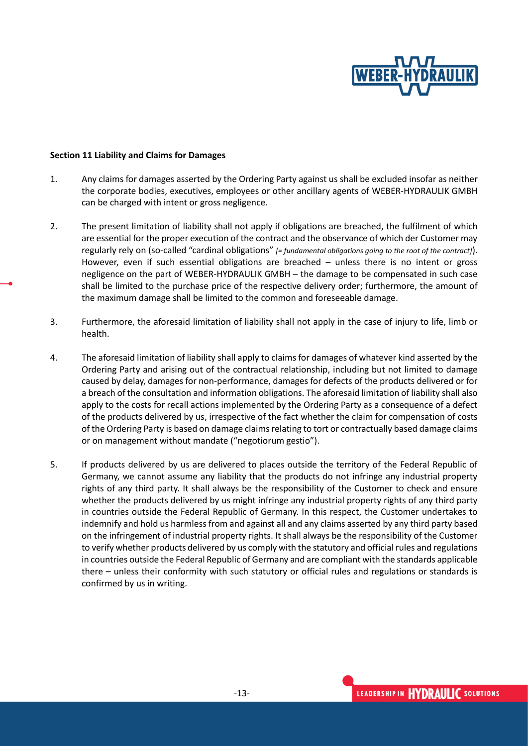**Section 11 Liability and Claims for Damages**

1. Any claims for damages asserted by the Ordering Party against us shall be excluded insofar as neither the corporate bodies, executives, employees or other ancillary agents of WEBER-HYDRAULIK GMBH can be charged with intent or gross negligence.

2. The present limitation of liability shall not apply if obligations are breached, the fulfilment of which are essential for the proper execution of the contract and the observance of which der Customer may regularly rely on (so-called "cardinal obligations" *[= fundamental obligations going to the root of the contract]*). However, even if such essential obligations are breached – unless there is no intent or gross negligence on the part of WEBER-HYDRAULIK GMBH – the damage to be compensated in such case shall be limited to the purchase price of the respective delivery order; furthermore, the amount of the maximum damage shall be limited to the common and foreseeable damage.

3. Furthermore, the aforesaid limitation of liability shall not apply in the case of injury to life, limb or health.

4. The aforesaid limitation of liability shall apply to claims for damages of whatever kind asserted by the Ordering Party and arising out of the contractual relationship, including but not limited to damage caused by delay, damages for non-performance, damages for defects of the products delivered or for a breach of the consultation and information obligations. The aforesaid limitation of liability shall also apply to the costs for recall actions implemented by the Ordering Party as a consequence of a defect of the products delivered by us, irrespective of the fact whether the claim for compensation of costs of the Ordering Party is based on damage claims relating to tort or contractually based damage claims or on management without mandate ("negotiorum gestio").

5. If products delivered by us are delivered to places outside the territory of the Federal Republic of Germany, we cannot assume any liability that the products do not infringe any industrial property rights of any third party. It shall always be the responsibility of the Customer to check and ensure whether the products delivered by us might infringe any industrial property rights of any third party in countries outside the Federal Republic of Germany. In this respect, the Customer undertakes to indemnify and hold us harmless from and against all and any claims asserted by any third party based on the infringement of industrial property rights. It shall always be the responsibility of the Customer to verify whether products delivered by us comply with the statutory and official rules and regulations in countries outside the Federal Republic of Germany and are compliant with the standards applicable there – unless their conformity with such statutory or official rules and regulations or standards is confirmed by us in writing.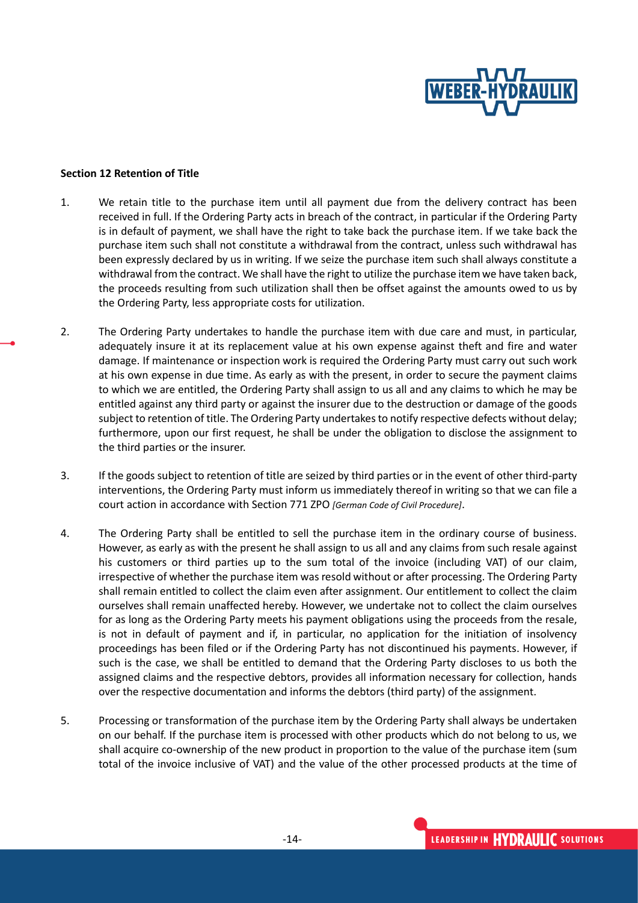**Section 12 Retention of Title**

1. We retain title to the purchase item until all payment due from the delivery contract has been received in full. If the Ordering Party acts in breach of the contract, in particular if the Ordering Party is in default of payment, we shall have the right to take back the purchase item. If we take back the purchase item such shall not constitute a withdrawal from the contract, unless such withdrawal has been expressly declared by us in writing. If we seize the purchase item such shall always constitute a withdrawal from the contract. We shall have the right to utilize the purchase item we have taken back, the proceeds resulting from such utilization shall then be offset against the amounts owed to us by the Ordering Party, less appropriate costs for utilization.

2. The Ordering Party undertakes to handle the purchase item with due care and must, in particular, adequately insure it at its replacement value at his own expense against theft and fire and water damage. If maintenance or inspection work is required the Ordering Party must carry out such work at his own expense in due time. As early as with the present, in order to secure the payment claims to which we are entitled, the Ordering Party shall assign to us all and any claims to which he may be entitled against any third party or against the insurer due to the destruction or damage of the goods subject to retention of title. The Ordering Party undertakes to notify respective defects without delay; furthermore, upon our first request, he shall be under the obligation to disclose the assignment to the third parties or the insurer.

3. If the goods subject to retention of title are seized by third parties or in the event of other third-party interventions, the Ordering Party must inform us immediately thereof in writing so that we can file a court action in accordance with Section 771 ZPO *[German Code of Civil Procedure]*.

4. The Ordering Party shall be entitled to sell the purchase item in the ordinary course of business. However, as early as with the present he shall assign to us all and any claims from such resale against his customers or third parties up to the sum total of the invoice (including VAT) of our claim, irrespective of whether the purchase item was resold without or after processing. The Ordering Party shall remain entitled to collect the claim even after assignment. Our entitlement to collect the claim ourselves shall remain unaffected hereby. However, we undertake not to collect the claim ourselves for as long as the Ordering Party meets his payment obligations using the proceeds from the resale, is not in default of payment and if, in particular, no application for the initiation of insolvency proceedings has been filed or if the Ordering Party has not discontinued his payments. However, if such is the case, we shall be entitled to demand that the Ordering Party discloses to us both the assigned claims and the respective debtors, provides all information necessary for collection, hands over the respective documentation and informs the debtors (third party) of the assignment.

5. Processing or transformation of the purchase item by the Ordering Party shall always be undertaken on our behalf. If the purchase item is processed with other products which do not belong to us, we shall acquire co-ownership of the new product in proportion to the value of the purchase item (sum total of the invoice inclusive of VAT) and the value of the other processed products at the time of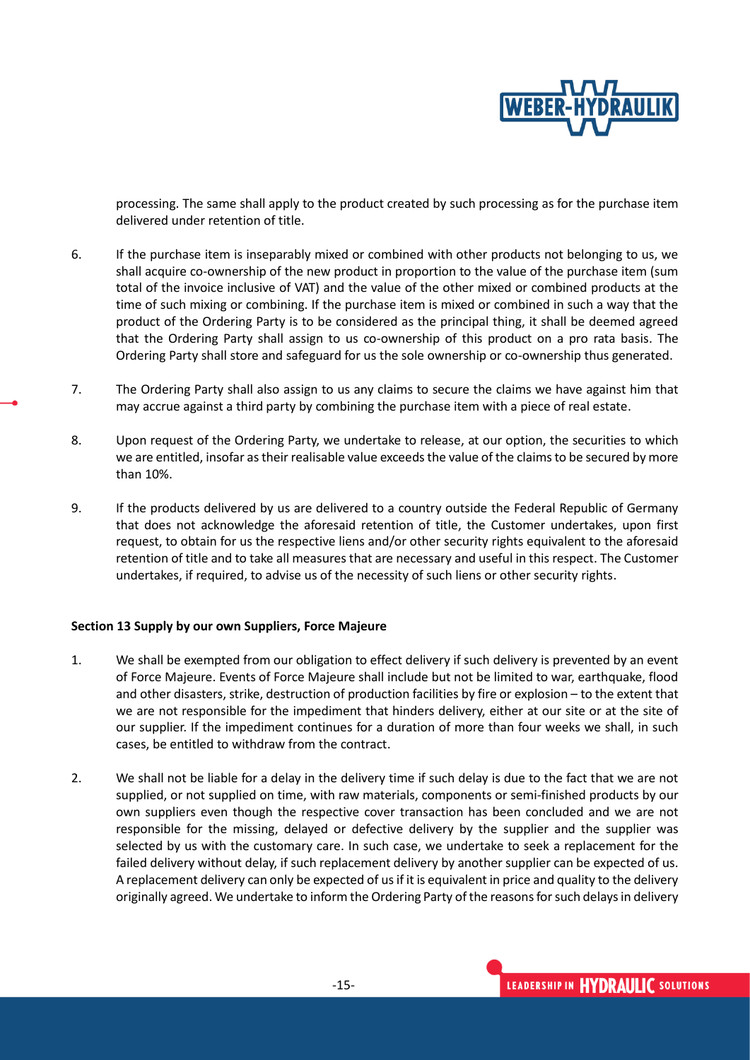processing. The same shall apply to the product created by such processing as for the purchase item delivered under retention of title.

6. If the purchase item is inseparably mixed or combined with other products not belonging to us, we shall acquire co-ownership of the new product in proportion to the value of the purchase item (sum total of the invoice inclusive of VAT) and the value of the other mixed or combined products at the time of such mixing or combining. If the purchase item is mixed or combined in such a way that the product of the Ordering Party is to be considered as the principal thing, it shall be deemed agreed that the Ordering Party shall assign to us co-ownership of this product on a pro rata basis. The Ordering Party shall store and safeguard for us the sole ownership or co-ownership thus generated.

7. The Ordering Party shall also assign to us any claims to secure the claims we have against him that may accrue against a third party by combining the purchase item with a piece of real estate.

8. Upon request of the Ordering Party, we undertake to release, at our option, the securities to which we are entitled, insofar as their realisable value exceeds the value of the claims to be secured by more than 10%.

9. If the products delivered by us are delivered to a country outside the Federal Republic of Germany that does not acknowledge the aforesaid retention of title, the Customer undertakes, upon first request, to obtain for us the respective liens and/or other security rights equivalent to the aforesaid retention of title and to take all measures that are necessary and useful in this respect. The Customer undertakes, if required, to advise us of the necessity of such liens or other security rights.

**Section 13 Supply by our own Suppliers, Force Majeure**

1. We shall be exempted from our obligation to effect delivery if such delivery is prevented by an event of Force Majeure. Events of Force Majeure shall include but not be limited to war, earthquake, flood and other disasters, strike, destruction of production facilities by fire or explosion – to the extent that we are not responsible for the impediment that hinders delivery, either at our site or at the site of our supplier. If the impediment continues for a duration of more than four weeks we shall, in such cases, be entitled to withdraw from the contract.

2. We shall not be liable for a delay in the delivery time if such delay is due to the fact that we are not supplied, or not supplied on time, with raw materials, components or semi-finished products by our own suppliers even though the respective cover transaction has been concluded and we are not responsible for the missing, delayed or defective delivery by the supplier and the supplier was selected by us with the customary care. In such case, we undertake to seek a replacement for the failed delivery without delay, if such replacement delivery by another supplier can be expected of us. A replacement delivery can only be expected of us if it is equivalent in price and quality to the delivery originally agreed. We undertake to inform the Ordering Party of the reasons for such delays in delivery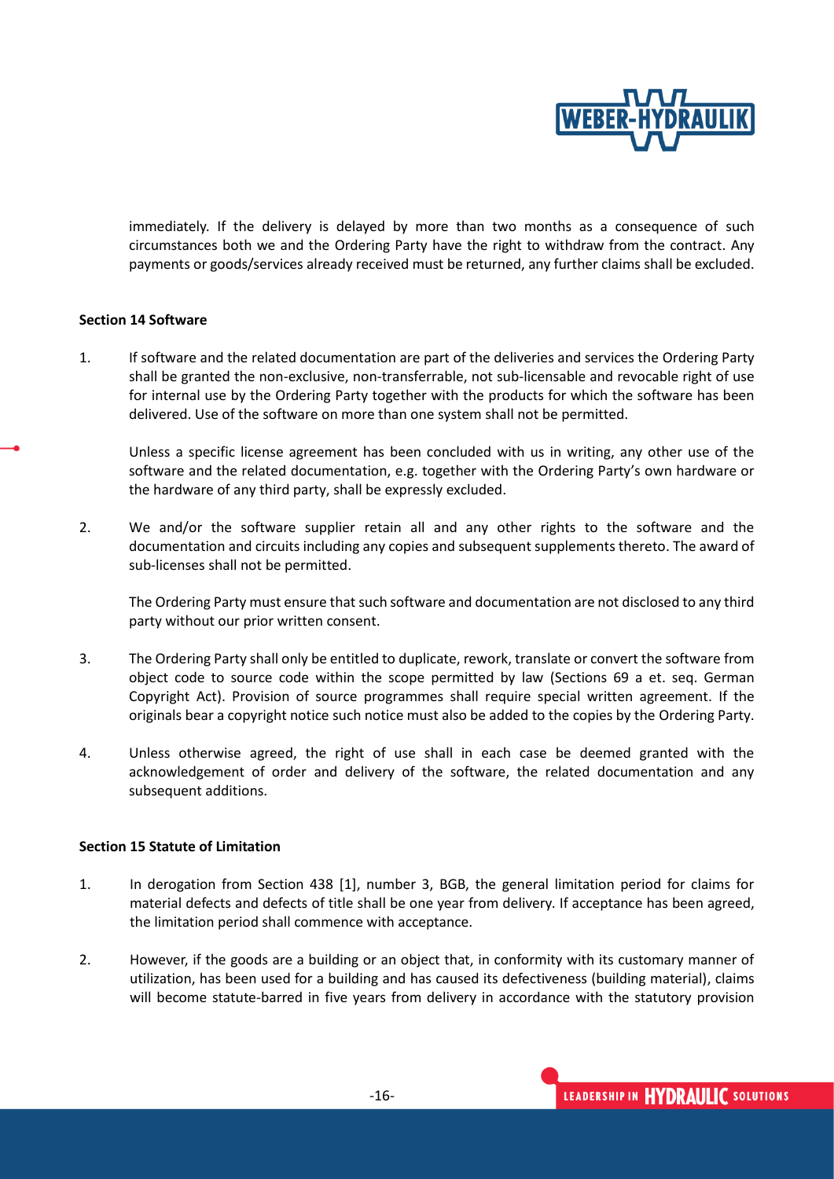immediately. If the delivery is delayed by more than two months as a consequence of such circumstances both we and the Ordering Party have the right to withdraw from the contract. Any payments or goods/services already received must be returned, any further claims shall be excluded.

**Section 14 Software**

1. If software and the related documentation are part of the deliveries and services the Ordering Party shall be granted the non-exclusive, non-transferrable, not sub-licensable and revocable right of use for internal use by the Ordering Party together with the products for which the software has been delivered. Use of the software on more than one system shall not be permitted.

   Unless a specific license agreement has been concluded with us in writing, any other use of the software and the related documentation, e.g. together with the Ordering Party's own hardware or the hardware of any third party, shall be expressly excluded.

2. We and/or the software supplier retain all and any other rights to the software and the documentation and circuits including any copies and subsequent supplements thereto. The award of sub-licenses shall not be permitted.

   The Ordering Party must ensure that such software and documentation are not disclosed to any third party without our prior written consent.

3. The Ordering Party shall only be entitled to duplicate, rework, translate or convert the software from object code to source code within the scope permitted by law (Sections 69 a et. seq. German Copyright Act). Provision of source programmes shall require special written agreement. If the originals bear a copyright notice such notice must also be added to the copies by the Ordering Party.

4. Unless otherwise agreed, the right of use shall in each case be deemed granted with the acknowledgement of order and delivery of the software, the related documentation and any subsequent additions.

**Section 15 Statute of Limitation**

1. In derogation from Section 438 [1], number 3, BGB, the general limitation period for claims for material defects and defects of title shall be one year from delivery. If acceptance has been agreed, the limitation period shall commence with acceptance.

2. However, if the goods are a building or an object that, in conformity with its customary manner of utilization, has been used for a building and has caused its defectiveness (building material), claims will become statute-barred in five years from delivery in accordance with the statutory provision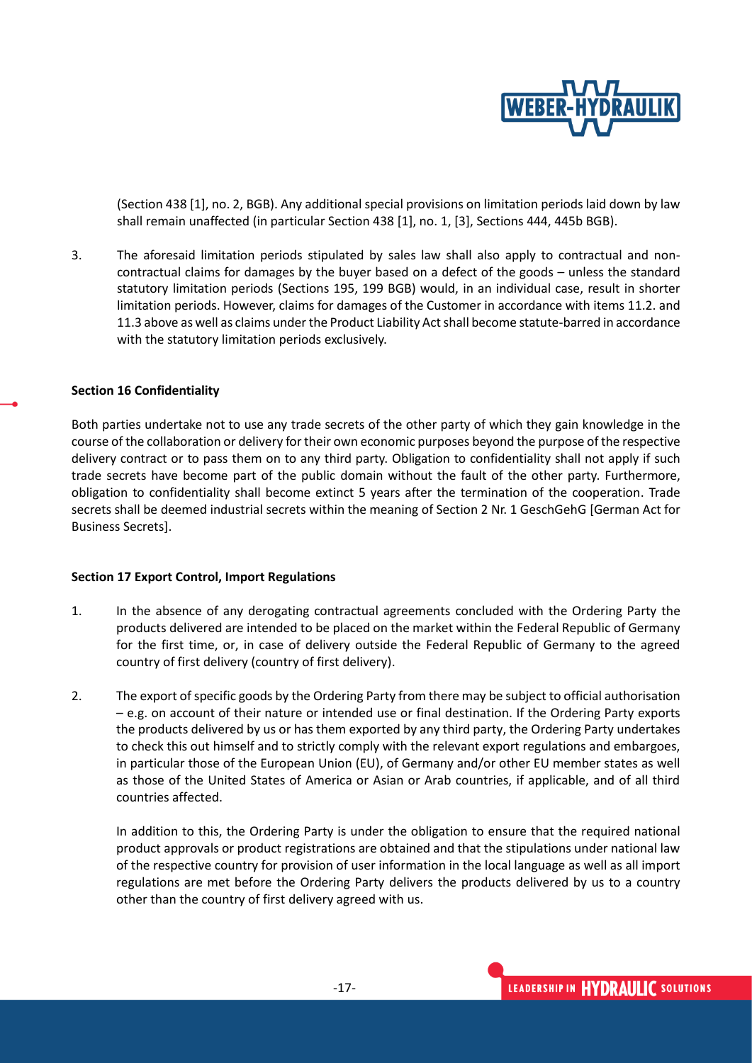(Section 438 [1], no. 2, BGB). Any additional special provisions on limitation periods laid down by law shall remain unaffected (in particular Section 438 [1], no. 1, [3], Sections 444, 445b BGB).

3. The aforesaid limitation periods stipulated by sales law shall also apply to contractual and non-contractual claims for damages by the buyer based on a defect of the goods – unless the standard statutory limitation periods (Sections 195, 199 BGB) would, in an individual case, result in shorter limitation periods. However, claims for damages of the Customer in accordance with items 11.2. and 11.3 above as well as claims under the Product Liability Act shall become statute-barred in accordance with the statutory limitation periods exclusively.

**Section 16 Confidentiality**

Both parties undertake not to use any trade secrets of the other party of which they gain knowledge in the course of the collaboration or delivery for their own economic purposes beyond the purpose of the respective delivery contract or to pass them on to any third party. Obligation to confidentiality shall not apply if such trade secrets have become part of the public domain without the fault of the other party. Furthermore, obligation to confidentiality shall become extinct 5 years after the termination of the cooperation. Trade secrets shall be deemed industrial secrets within the meaning of Section 2 Nr. 1 GeschGehG [German Act for Business Secrets].

**Section 17 Export Control, Import Regulations**

1. In the absence of any derogating contractual agreements concluded with the Ordering Party the products delivered are intended to be placed on the market within the Federal Republic of Germany for the first time, or, in case of delivery outside the Federal Republic of Germany to the agreed country of first delivery (country of first delivery).

2. The export of specific goods by the Ordering Party from there may be subject to official authorisation – e.g. on account of their nature or intended use or final destination. If the Ordering Party exports the products delivered by us or has them exported by any third party, the Ordering Party undertakes to check this out himself and to strictly comply with the relevant export regulations and embargoes, in particular those of the European Union (EU), of Germany and/or other EU member states as well as those of the United States of America or Asian or Arab countries, if applicable, and of all third countries affected.

   In addition to this, the Ordering Party is under the obligation to ensure that the required national product approvals or product registrations are obtained and that the stipulations under national law of the respective country for provision of user information in the local language as well as all import regulations are met before the Ordering Party delivers the products delivered by us to a country other than the country of first delivery agreed with us.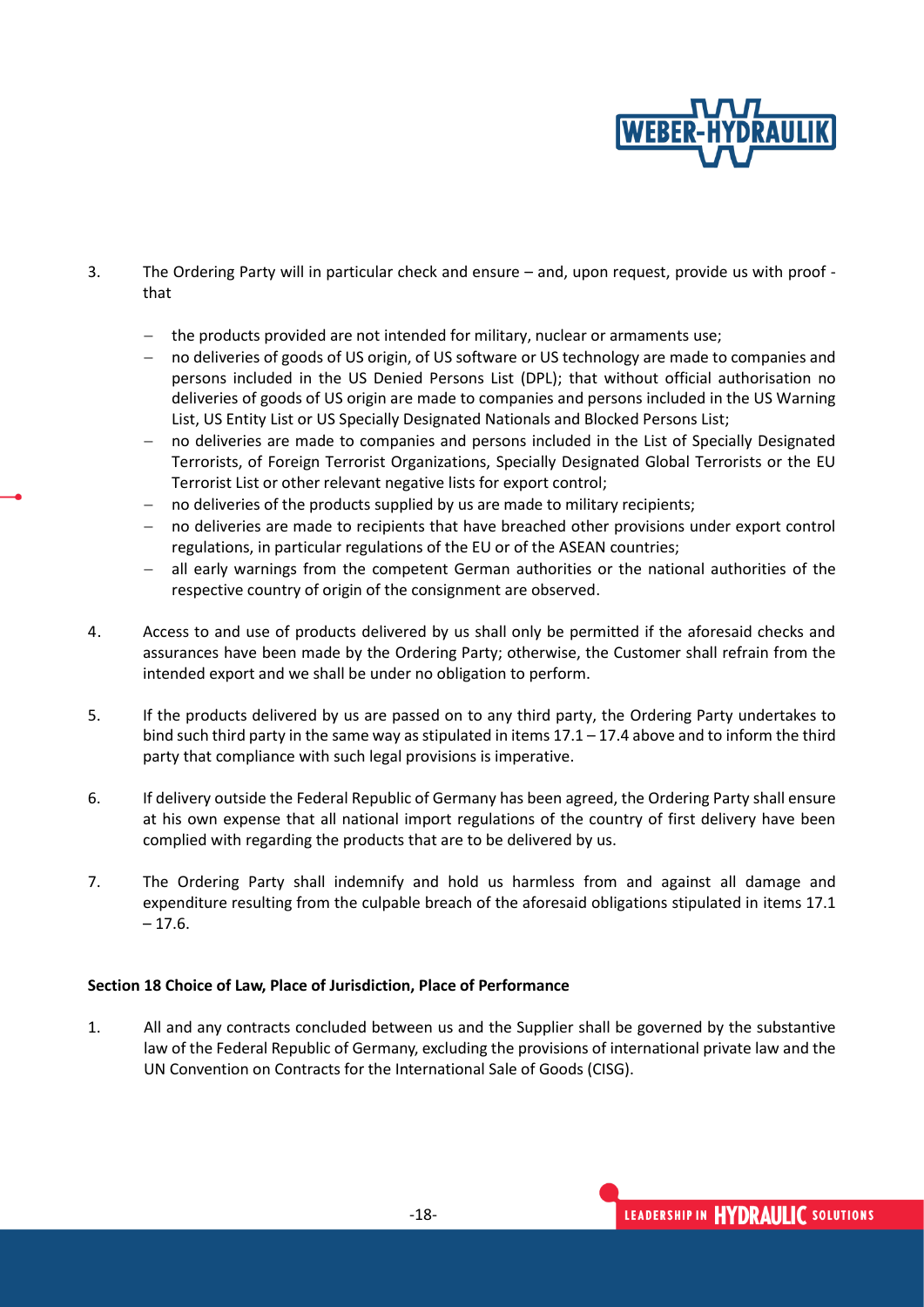3. The Ordering Party will in particular check and ensure – and, upon request, provide us with proof - that

   - the products provided are not intended for military, nuclear or armaments use;
   - no deliveries of goods of US origin, of US software or US technology are made to companies and persons included in the US Denied Persons List (DPL); that without official authorisation no deliveries of goods of US origin are made to companies and persons included in the US Warning List, US Entity List or US Specially Designated Nationals and Blocked Persons List;
   - no deliveries are made to companies and persons included in the List of Specially Designated Terrorists, of Foreign Terrorist Organizations, Specially Designated Global Terrorists or the EU Terrorist List or other relevant negative lists for export control;
   - no deliveries of the products supplied by us are made to military recipients;
   - no deliveries are made to recipients that have breached other provisions under export control regulations, in particular regulations of the EU or of the ASEAN countries;
   - all early warnings from the competent German authorities or the national authorities of the respective country of origin of the consignment are observed.

4. Access to and use of products delivered by us shall only be permitted if the aforesaid checks and assurances have been made by the Ordering Party; otherwise, the Customer shall refrain from the intended export and we shall be under no obligation to perform.

5. If the products delivered by us are passed on to any third party, the Ordering Party undertakes to bind such third party in the same way as stipulated in items 17.1 – 17.4 above and to inform the third party that compliance with such legal provisions is imperative.

6. If delivery outside the Federal Republic of Germany has been agreed, the Ordering Party shall ensure at his own expense that all national import regulations of the country of first delivery have been complied with regarding the products that are to be delivered by us.

7. The Ordering Party shall indemnify and hold us harmless from and against all damage and expenditure resulting from the culpable breach of the aforesaid obligations stipulated in items 17.1 – 17.6.

**Section 18 Choice of Law, Place of Jurisdiction, Place of Performance**

1. All and any contracts concluded between us and the Supplier shall be governed by the substantive law of the Federal Republic of Germany, excluding the provisions of international private law and the UN Convention on Contracts for the International Sale of Goods (CISG).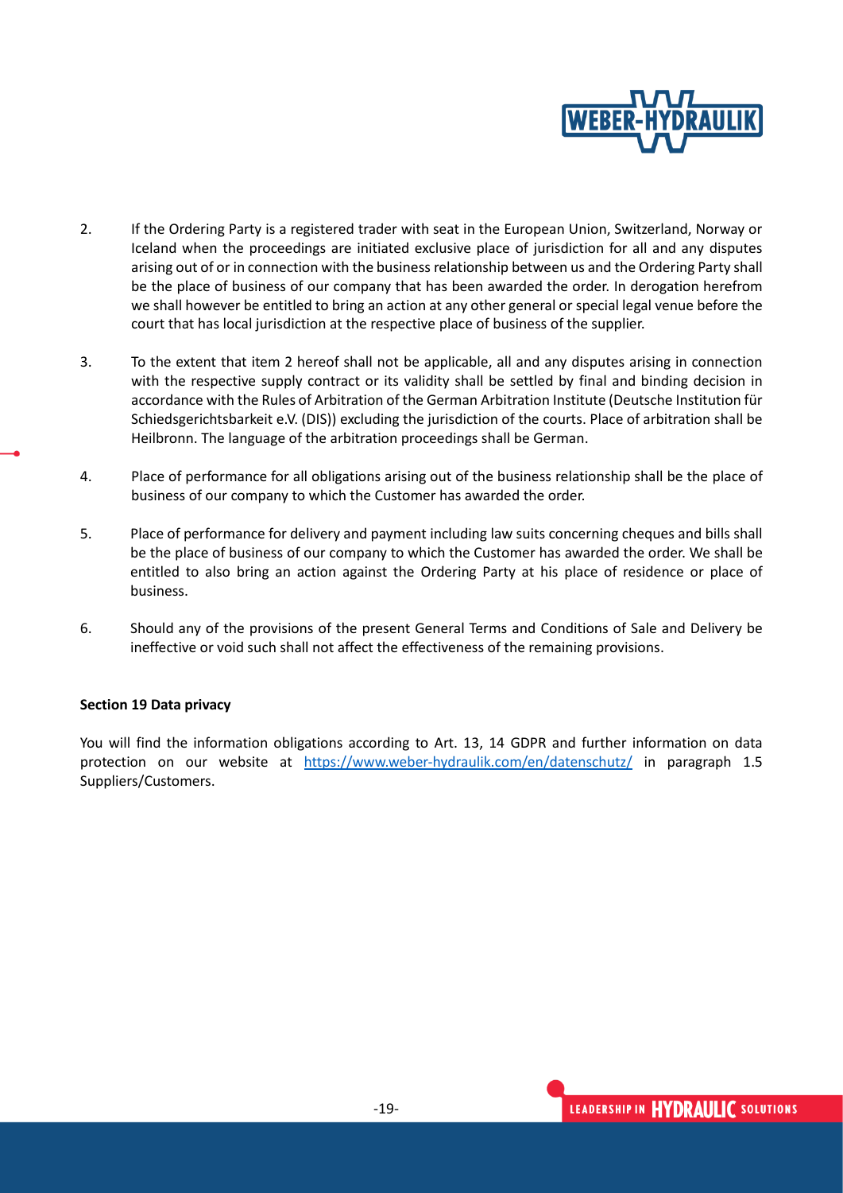2. If the Ordering Party is a registered trader with seat in the European Union, Switzerland, Norway or Iceland when the proceedings are initiated exclusive place of jurisdiction for all and any disputes arising out of or in connection with the business relationship between us and the Ordering Party shall be the place of business of our company that has been awarded the order. In derogation herefrom we shall however be entitled to bring an action at any other general or special legal venue before the court that has local jurisdiction at the respective place of business of the supplier.

3. To the extent that item 2 hereof shall not be applicable, all and any disputes arising in connection with the respective supply contract or its validity shall be settled by final and binding decision in accordance with the Rules of Arbitration of the German Arbitration Institute (Deutsche Institution für Schiedsgerichtsbarkeit e.V. (DIS)) excluding the jurisdiction of the courts. Place of arbitration shall be Heilbronn. The language of the arbitration proceedings shall be German.

4. Place of performance for all obligations arising out of the business relationship shall be the place of business of our company to which the Customer has awarded the order.

5. Place of performance for delivery and payment including law suits concerning cheques and bills shall be the place of business of our company to which the Customer has awarded the order. We shall be entitled to also bring an action against the Ordering Party at his place of residence or place of business.

6. Should any of the provisions of the present General Terms and Conditions of Sale and Delivery be ineffective or void such shall not affect the effectiveness of the remaining provisions.

**Section 19 Data privacy**

You will find the information obligations according to Art. 13, 14 GDPR and further information on data protection on our website at https://www.weber-hydraulik.com/en/datenschutz/ in paragraph 1.5 Suppliers/Customers.